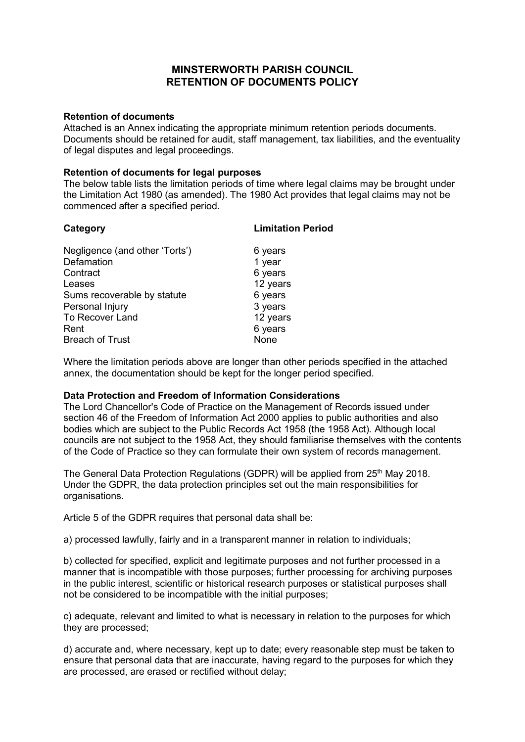# MINSTERWORTH PARISH COUNCIL
# RETENTION OF DOCUMENTS POLICY

**Retention of documents**

Attached is an Annex indicating the appropriate minimum retention periods documents. Documents should be retained for audit, staff management, tax liabilities, and the eventuality of legal disputes and legal proceedings.

**Retention of documents for legal purposes**

The below table lists the limitation periods of time where legal claims may be brought under the Limitation Act 1980 (as amended). The 1980 Act provides that legal claims may not be commenced after a specified period.

| Category | Limitation Period |
| --- | --- |
| Negligence (and other 'Torts') | 6 years |
| Defamation | 1 year |
| Contract | 6 years |
| Leases | 12 years |
| Sums recoverable by statute | 6 years |
| Personal Injury | 3 years |
| To Recover Land | 12 years |
| Rent | 6 years |
| Breach of Trust | None |

Where the limitation periods above are longer than other periods specified in the attached annex, the documentation should be kept for the longer period specified.

**Data Protection and Freedom of Information Considerations**

The Lord Chancellor's Code of Practice on the Management of Records issued under section 46 of the Freedom of Information Act 2000 applies to public authorities and also bodies which are subject to the Public Records Act 1958 (the 1958 Act). Although local councils are not subject to the 1958 Act, they should familiarise themselves with the contents of the Code of Practice so they can formulate their own system of records management.

The General Data Protection Regulations (GDPR) will be applied from 25th May 2018. Under the GDPR, the data protection principles set out the main responsibilities for organisations.

Article 5 of the GDPR requires that personal data shall be:

a) processed lawfully, fairly and in a transparent manner in relation to individuals;

b) collected for specified, explicit and legitimate purposes and not further processed in a manner that is incompatible with those purposes; further processing for archiving purposes in the public interest, scientific or historical research purposes or statistical purposes shall not be considered to be incompatible with the initial purposes;

c) adequate, relevant and limited to what is necessary in relation to the purposes for which they are processed;

d) accurate and, where necessary, kept up to date; every reasonable step must be taken to ensure that personal data that are inaccurate, having regard to the purposes for which they are processed, are erased or rectified without delay;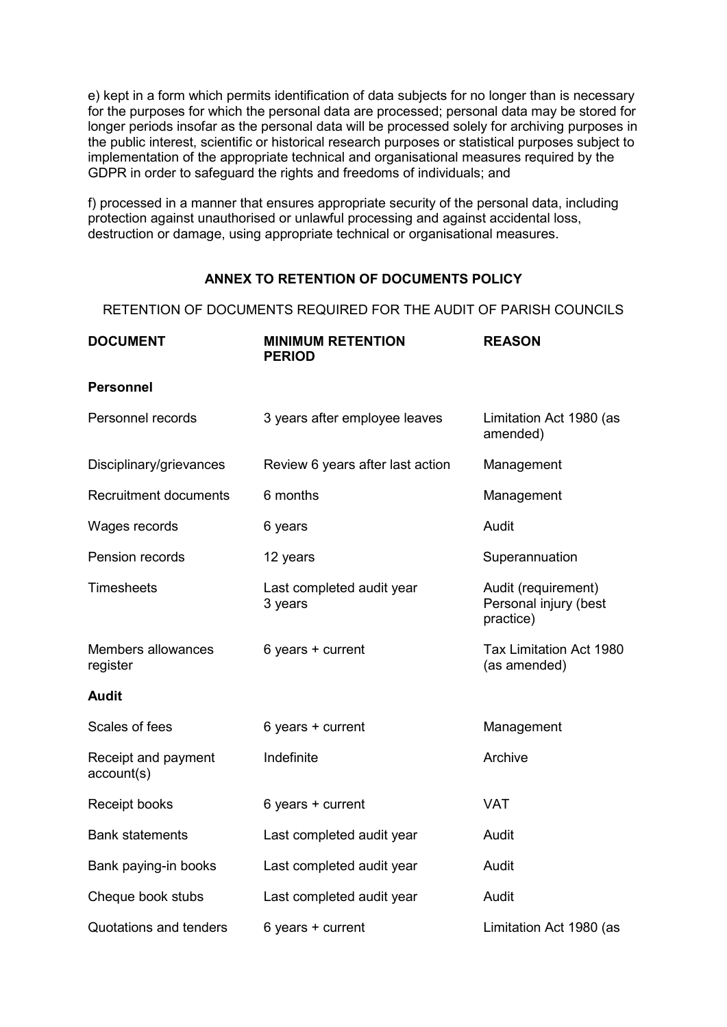e) kept in a form which permits identification of data subjects for no longer than is necessary for the purposes for which the personal data are processed; personal data may be stored for longer periods insofar as the personal data will be processed solely for archiving purposes in the public interest, scientific or historical research purposes or statistical purposes subject to implementation of the appropriate technical and organisational measures required by the GDPR in order to safeguard the rights and freedoms of individuals; and

f) processed in a manner that ensures appropriate security of the personal data, including protection against unauthorised or unlawful processing and against accidental loss, destruction or damage, using appropriate technical or organisational measures.

## ANNEX TO RETENTION OF DOCUMENTS POLICY

RETENTION OF DOCUMENTS REQUIRED FOR THE AUDIT OF PARISH COUNCILS

| DOCUMENT | MINIMUM RETENTION PERIOD | REASON |
|---|---|---|
| **Personnel** | | |
| Personnel records | 3 years after employee leaves | Limitation Act 1980 (as amended) |
| Disciplinary/grievances | Review 6 years after last action | Management |
| Recruitment documents | 6 months | Management |
| Wages records | 6 years | Audit |
| Pension records | 12 years | Superannuation |
| Timesheets | Last completed audit year<br>3 years | Audit (requirement)<br>Personal injury (best practice) |
| Members allowances register | 6 years + current | Tax Limitation Act 1980 (as amended) |
| **Audit** | | |
| Scales of fees | 6 years + current | Management |
| Receipt and payment account(s) | Indefinite | Archive |
| Receipt books | 6 years + current | VAT |
| Bank statements | Last completed audit year | Audit |
| Bank paying-in books | Last completed audit year | Audit |
| Cheque book stubs | Last completed audit year | Audit |
| Quotations and tenders | 6 years + current | Limitation Act 1980 (as |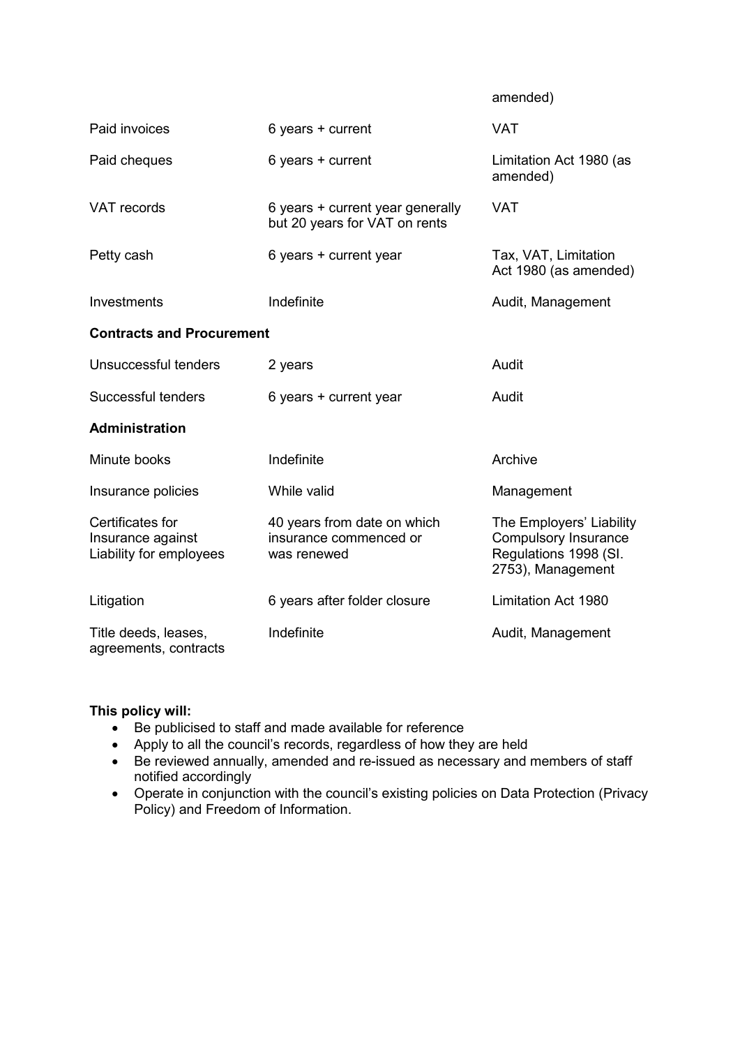| | | |
|---|---|---|
| | | amended) |
| Paid invoices | 6 years + current | VAT |
| Paid cheques | 6 years + current | Limitation Act 1980 (as amended) |
| VAT records | 6 years + current year generally but 20 years for VAT on rents | VAT |
| Petty cash | 6 years + current year | Tax, VAT, Limitation Act 1980 (as amended) |
| Investments | Indefinite | Audit, Management |
| **Contracts and Procurement** | | |
| Unsuccessful tenders | 2 years | Audit |
| Successful tenders | 6 years + current year | Audit |
| **Administration** | | |
| Minute books | Indefinite | Archive |
| Insurance policies | While valid | Management |
| Certificates for Insurance against Liability for employees | 40 years from date on which insurance commenced or was renewed | The Employers' Liability Compulsory Insurance Regulations 1998 (SI. 2753), Management |
| Litigation | 6 years after folder closure | Limitation Act 1980 |
| Title deeds, leases, agreements, contracts | Indefinite | Audit, Management |

**This policy will:**

- Be publicised to staff and made available for reference
- Apply to all the council's records, regardless of how they are held
- Be reviewed annually, amended and re-issued as necessary and members of staff notified accordingly
- Operate in conjunction with the council's existing policies on Data Protection (Privacy Policy) and Freedom of Information.